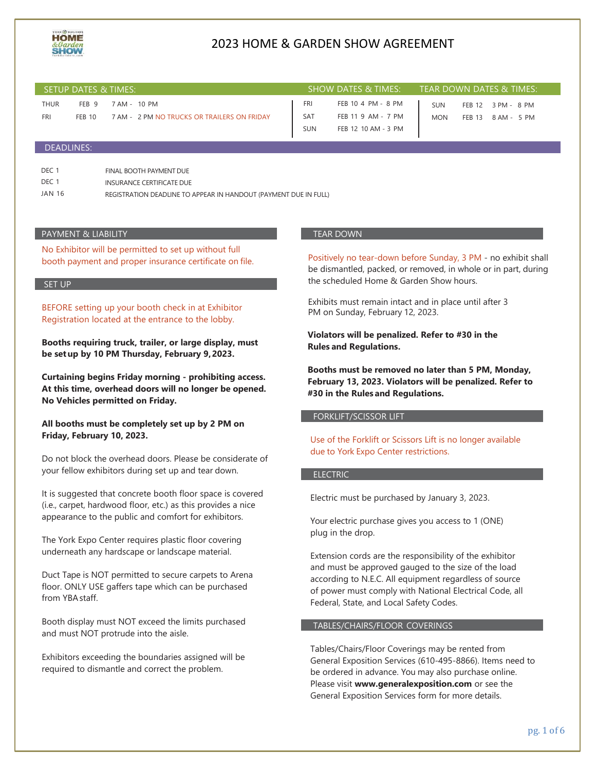# 2023 HOME & GARDEN SHOW AGREEMENT

## SETUP DATES & TIMES:

| | | |
|---|---|---|
| THUR | FEB 9 | 7 AM - 10 PM |
| FRI | FEB 10 | 7 AM - 2 PM NO TRUCKS OR TRAILERS ON FRIDAY |

## SHOW DATES & TIMES:

| | | |
|---|---|---|
| FRI | FEB 10 | 4 PM - 8 PM |
| SAT | FEB 11 | 9 AM - 7 PM |
| SUN | FEB 12 | 10 AM - 3 PM |

## TEAR DOWN DATES & TIMES:

| | | |
|---|---|---|
| SUN | FEB 12 | 3 PM - 8 PM |
| MON | FEB 13 | 8 AM - 5 PM |

## DEADLINES:

| | |
|---|---|
| DEC 1 | FINAL BOOTH PAYMENT DUE |
| DEC 1 | INSURANCE CERTIFICATE DUE |
| JAN 16 | REGISTRATION DEADLINE TO APPEAR IN HANDOUT (PAYMENT DUE IN FULL) |

## PAYMENT & LIABILITY

No Exhibitor will be permitted to set up without full booth payment and proper insurance certificate on file.

## SET UP

BEFORE setting up your booth check in at Exhibitor Registration located at the entrance to the lobby.

**Booths requiring truck, trailer, or large display, must be set up by 10 PM Thursday, February 9, 2023.**

**Curtaining begins Friday morning - prohibiting access. At this time, overhead doors will no longer be opened. No Vehicles permitted on Friday.**

**All booths must be completely set up by 2 PM on Friday, February 10, 2023.**

Do not block the overhead doors. Please be considerate of your fellow exhibitors during set up and tear down.

It is suggested that concrete booth floor space is covered (i.e., carpet, hardwood floor, etc.) as this provides a nice appearance to the public and comfort for exhibitors.

The York Expo Center requires plastic floor covering underneath any hardscape or landscape material.

Duct Tape is NOT permitted to secure carpets to Arena floor. ONLY USE gaffers tape which can be purchased from YBA staff.

Booth display must NOT exceed the limits purchased and must NOT protrude into the aisle.

Exhibitors exceeding the boundaries assigned will be required to dismantle and correct the problem.

## TEAR DOWN

Positively no tear-down before Sunday, 3 PM - no exhibit shall be dismantled, packed, or removed, in whole or in part, during the scheduled Home & Garden Show hours.

Exhibits must remain intact and in place until after 3 PM on Sunday, February 12, 2023.

**Violators will be penalized. Refer to #30 in the Rules and Regulations.**

**Booths must be removed no later than 5 PM, Monday, February 13, 2023. Violators will be penalized. Refer to #30 in the Rules and Regulations.**

## FORKLIFT/SCISSOR LIFT

Use of the Forklift or Scissors Lift is no longer available due to York Expo Center restrictions.

## ELECTRIC

Electric must be purchased by January 3, 2023.

Your electric purchase gives you access to 1 (ONE) plug in the drop.

Extension cords are the responsibility of the exhibitor and must be approved gauged to the size of the load according to N.E.C. All equipment regardless of source of power must comply with National Electrical Code, all Federal, State, and Local Safety Codes.

## TABLES/CHAIRS/FLOOR COVERINGS

Tables/Chairs/Floor Coverings may be rented from General Exposition Services (610-495-8866). Items need to be ordered in advance. You may also purchase online. Please visit **www.generalexposition.com** or see the General Exposition Services form for more details.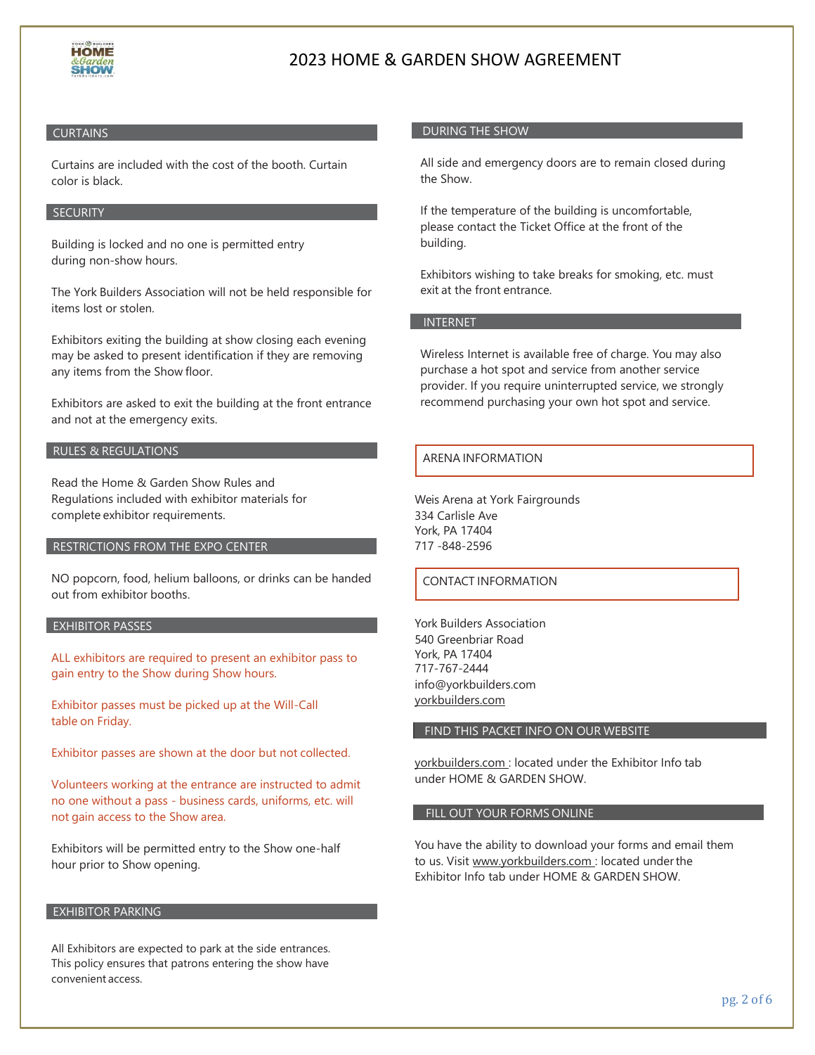# 2023 HOME & GARDEN SHOW AGREEMENT

## CURTAINS

Curtains are included with the cost of the booth. Curtain color is black.

## SECURITY

Building is locked and no one is permitted entry during non-show hours.

The York Builders Association will not be held responsible for items lost or stolen.

Exhibitors exiting the building at show closing each evening may be asked to present identification if they are removing any items from the Show floor.

Exhibitors are asked to exit the building at the front entrance and not at the emergency exits.

## RULES & REGULATIONS

Read the Home & Garden Show Rules and Regulations included with exhibitor materials for complete exhibitor requirements.

## RESTRICTIONS FROM THE EXPO CENTER

NO popcorn, food, helium balloons, or drinks can be handed out from exhibitor booths.

## EXHIBITOR PASSES

ALL exhibitors are required to present an exhibitor pass to gain entry to the Show during Show hours.

Exhibitor passes must be picked up at the Will-Call table on Friday.

Exhibitor passes are shown at the door but not collected.

Volunteers working at the entrance are instructed to admit no one without a pass - business cards, uniforms, etc. will not gain access to the Show area.

Exhibitors will be permitted entry to the Show one-half hour prior to Show opening.

## EXHIBITOR PARKING

All Exhibitors are expected to park at the side entrances. This policy ensures that patrons entering the show have convenient access.

## DURING THE SHOW

All side and emergency doors are to remain closed during the Show.

If the temperature of the building is uncomfortable, please contact the Ticket Office at the front of the building.

Exhibitors wishing to take breaks for smoking, etc. must exit at the front entrance.

## INTERNET

Wireless Internet is available free of charge. You may also purchase a hot spot and service from another service provider. If you require uninterrupted service, we strongly recommend purchasing your own hot spot and service.

## ARENA INFORMATION

Weis Arena at York Fairgrounds
334 Carlisle Ave
York, PA 17404
717 -848-2596

## CONTACT INFORMATION

York Builders Association
540 Greenbriar Road
York, PA 17404
717-767-2444
info@yorkbuilders.com
yorkbuilders.com

## FIND THIS PACKET INFO ON OUR WEBSITE

yorkbuilders.com : located under the Exhibitor Info tab under HOME & GARDEN SHOW.

## FILL OUT YOUR FORMS ONLINE

You have the ability to download your forms and email them to us. Visit www.yorkbuilders.com : located under the Exhibitor Info tab under HOME & GARDEN SHOW.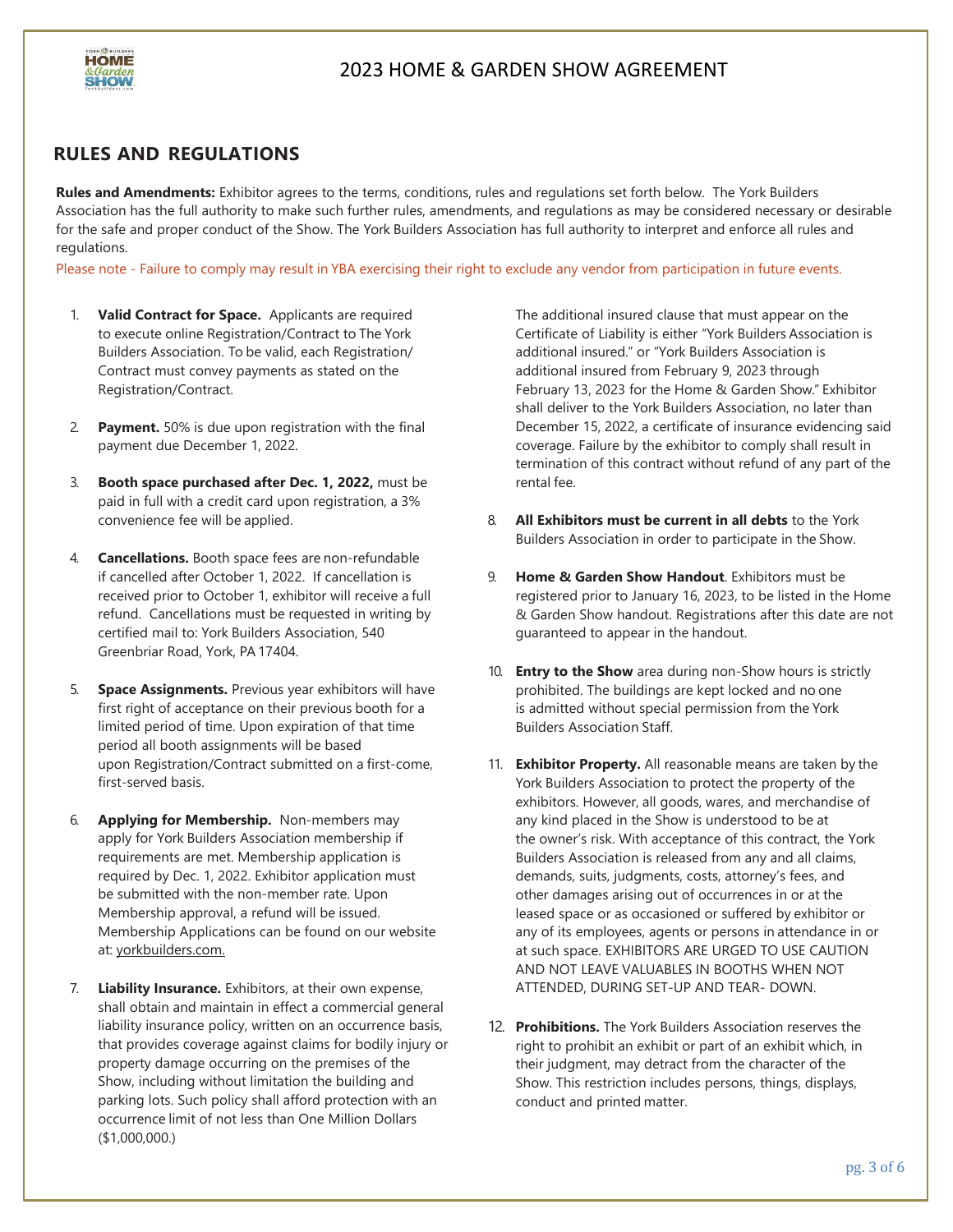# 2023 HOME & GARDEN SHOW AGREEMENT

## RULES AND REGULATIONS

**Rules and Amendments:** Exhibitor agrees to the terms, conditions, rules and regulations set forth below. The York Builders Association has the full authority to make such further rules, amendments, and regulations as may be considered necessary or desirable for the safe and proper conduct of the Show. The York Builders Association has full authority to interpret and enforce all rules and regulations.

Please note - Failure to comply may result in YBA exercising their right to exclude any vendor from participation in future events.

1. **Valid Contract for Space.** Applicants are required to execute online Registration/Contract to The York Builders Association. To be valid, each Registration/ Contract must convey payments as stated on the Registration/Contract.

2. **Payment.** 50% is due upon registration with the final payment due December 1, 2022.

3. **Booth space purchased after Dec. 1, 2022,** must be paid in full with a credit card upon registration, a 3% convenience fee will be applied.

4. **Cancellations.** Booth space fees are non-refundable if cancelled after October 1, 2022. If cancellation is received prior to October 1, exhibitor will receive a full refund. Cancellations must be requested in writing by certified mail to: York Builders Association, 540 Greenbriar Road, York, PA 17404.

5. **Space Assignments.** Previous year exhibitors will have first right of acceptance on their previous booth for a limited period of time. Upon expiration of that time period all booth assignments will be based upon Registration/Contract submitted on a first-come, first-served basis.

6. **Applying for Membership.** Non-members may apply for York Builders Association membership if requirements are met. Membership application is required by Dec. 1, 2022. Exhibitor application must be submitted with the non-member rate. Upon Membership approval, a refund will be issued. Membership Applications can be found on our website at: yorkbuilders.com.

7. **Liability Insurance.** Exhibitors, at their own expense, shall obtain and maintain in effect a commercial general liability insurance policy, written on an occurrence basis, that provides coverage against claims for bodily injury or property damage occurring on the premises of the Show, including without limitation the building and parking lots. Such policy shall afford protection with an occurrence limit of not less than One Million Dollars ($1,000,000.)

   The additional insured clause that must appear on the Certificate of Liability is either "York Builders Association is additional insured." or "York Builders Association is additional insured from February 9, 2023 through February 13, 2023 for the Home & Garden Show." Exhibitor shall deliver to the York Builders Association, no later than December 15, 2022, a certificate of insurance evidencing said coverage. Failure by the exhibitor to comply shall result in termination of this contract without refund of any part of the rental fee.

8. **All Exhibitors must be current in all debts** to the York Builders Association in order to participate in the Show.

9. **Home & Garden Show Handout**. Exhibitors must be registered prior to January 16, 2023, to be listed in the Home & Garden Show handout. Registrations after this date are not guaranteed to appear in the handout.

10. **Entry to the Show** area during non-Show hours is strictly prohibited. The buildings are kept locked and no one is admitted without special permission from the York Builders Association Staff.

11. **Exhibitor Property.** All reasonable means are taken by the York Builders Association to protect the property of the exhibitors. However, all goods, wares, and merchandise of any kind placed in the Show is understood to be at the owner's risk. With acceptance of this contract, the York Builders Association is released from any and all claims, demands, suits, judgments, costs, attorney's fees, and other damages arising out of occurrences in or at the leased space or as occasioned or suffered by exhibitor or any of its employees, agents or persons in attendance in or at such space. EXHIBITORS ARE URGED TO USE CAUTION AND NOT LEAVE VALUABLES IN BOOTHS WHEN NOT ATTENDED, DURING SET-UP AND TEAR- DOWN.

12. **Prohibitions.** The York Builders Association reserves the right to prohibit an exhibit or part of an exhibit which, in their judgment, may detract from the character of the Show. This restriction includes persons, things, displays, conduct and printed matter.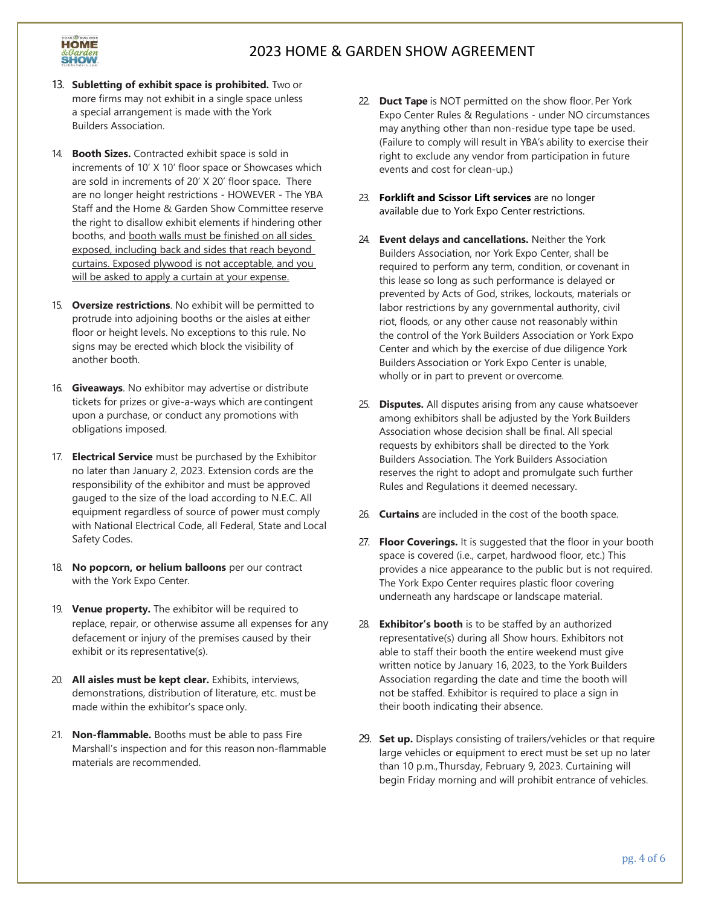# 2023 HOME & GARDEN SHOW AGREEMENT

13. **Subletting of exhibit space is prohibited.** Two or more firms may not exhibit in a single space unless a special arrangement is made with the York Builders Association.

14. **Booth Sizes.** Contracted exhibit space is sold in increments of 10' X 10' floor space or Showcases which are sold in increments of 20' X 20' floor space. There are no longer height restrictions - HOWEVER - The YBA Staff and the Home & Garden Show Committee reserve the right to disallow exhibit elements if hindering other booths, and booth walls must be finished on all sides exposed, including back and sides that reach beyond curtains. Exposed plywood is not acceptable, and you will be asked to apply a curtain at your expense.

15. **Oversize restrictions**. No exhibit will be permitted to protrude into adjoining booths or the aisles at either floor or height levels. No exceptions to this rule. No signs may be erected which block the visibility of another booth.

16. **Giveaways**. No exhibitor may advertise or distribute tickets for prizes or give-a-ways which are contingent upon a purchase, or conduct any promotions with obligations imposed.

17. **Electrical Service** must be purchased by the Exhibitor no later than January 2, 2023. Extension cords are the responsibility of the exhibitor and must be approved gauged to the size of the load according to N.E.C. All equipment regardless of source of power must comply with National Electrical Code, all Federal, State and Local Safety Codes.

18. **No popcorn, or helium balloons** per our contract with the York Expo Center.

19. **Venue property.** The exhibitor will be required to replace, repair, or otherwise assume all expenses for any defacement or injury of the premises caused by their exhibit or its representative(s).

20. **All aisles must be kept clear.** Exhibits, interviews, demonstrations, distribution of literature, etc. must be made within the exhibitor's space only.

21. **Non-flammable.** Booths must be able to pass Fire Marshall's inspection and for this reason non-flammable materials are recommended.

22. **Duct Tape** is NOT permitted on the show floor. Per York Expo Center Rules & Regulations - under NO circumstances may anything other than non-residue type tape be used. (Failure to comply will result in YBA's ability to exercise their right to exclude any vendor from participation in future events and cost for clean-up.)

23. **Forklift and Scissor Lift services** are no longer available due to York Expo Center restrictions.

24. **Event delays and cancellations.** Neither the York Builders Association, nor York Expo Center, shall be required to perform any term, condition, or covenant in this lease so long as such performance is delayed or prevented by Acts of God, strikes, lockouts, materials or labor restrictions by any governmental authority, civil riot, floods, or any other cause not reasonably within the control of the York Builders Association or York Expo Center and which by the exercise of due diligence York Builders Association or York Expo Center is unable, wholly or in part to prevent or overcome.

25. **Disputes.** All disputes arising from any cause whatsoever among exhibitors shall be adjusted by the York Builders Association whose decision shall be final. All special requests by exhibitors shall be directed to the York Builders Association. The York Builders Association reserves the right to adopt and promulgate such further Rules and Regulations it deemed necessary.

26. **Curtains** are included in the cost of the booth space.

27. **Floor Coverings.** It is suggested that the floor in your booth space is covered (i.e., carpet, hardwood floor, etc.) This provides a nice appearance to the public but is not required. The York Expo Center requires plastic floor covering underneath any hardscape or landscape material.

28. **Exhibitor's booth** is to be staffed by an authorized representative(s) during all Show hours. Exhibitors not able to staff their booth the entire weekend must give written notice by January 16, 2023, to the York Builders Association regarding the date and time the booth will not be staffed. Exhibitor is required to place a sign in their booth indicating their absence.

29. **Set up.** Displays consisting of trailers/vehicles or that require large vehicles or equipment to erect must be set up no later than 10 p.m., Thursday, February 9, 2023. Curtaining will begin Friday morning and will prohibit entrance of vehicles.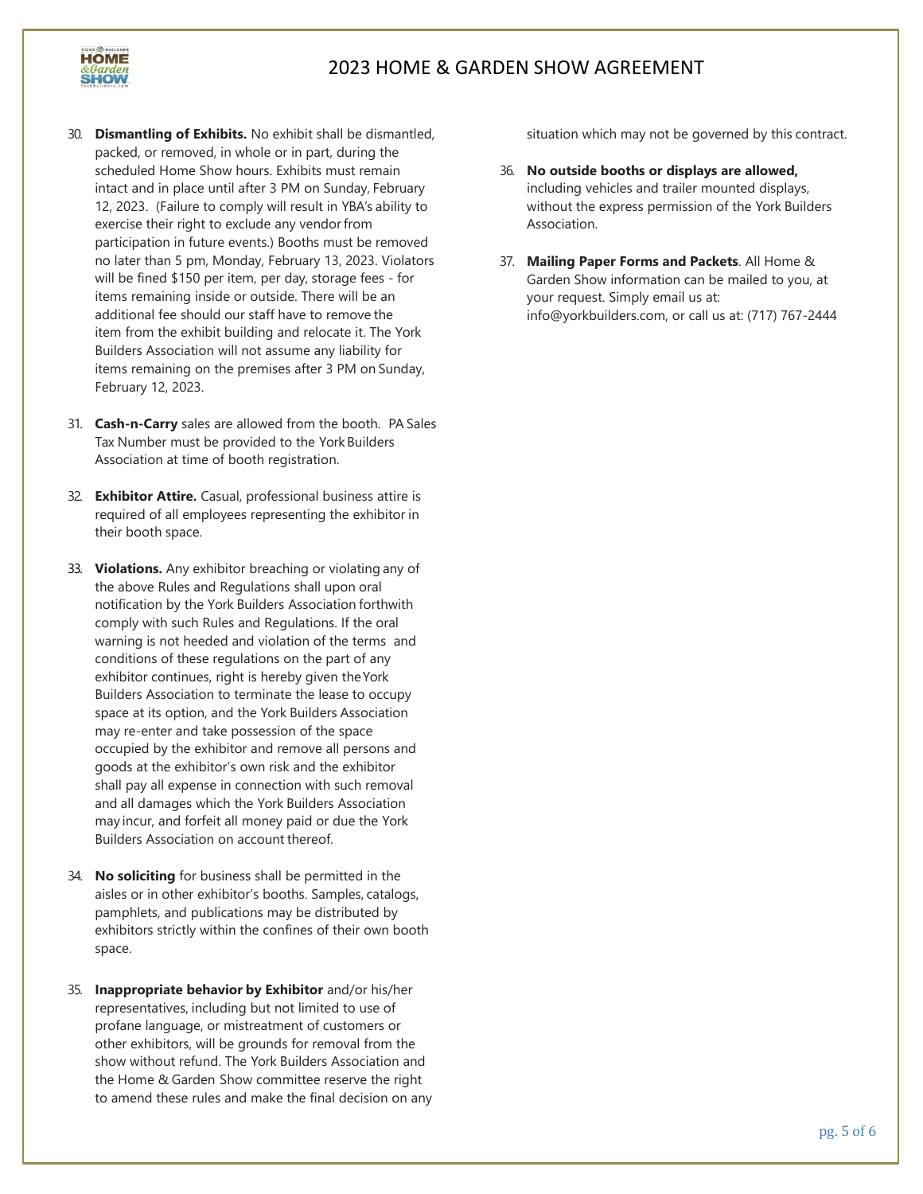# 2023 HOME & GARDEN SHOW AGREEMENT

30. **Dismantling of Exhibits.** No exhibit shall be dismantled, packed, or removed, in whole or in part, during the scheduled Home Show hours. Exhibits must remain intact and in place until after 3 PM on Sunday, February 12, 2023. (Failure to comply will result in YBA's ability to exercise their right to exclude any vendor from participation in future events.) Booths must be removed no later than 5 pm, Monday, February 13, 2023. Violators will be fined $150 per item, per day, storage fees - for items remaining inside or outside. There will be an additional fee should our staff have to remove the item from the exhibit building and relocate it. The York Builders Association will not assume any liability for items remaining on the premises after 3 PM on Sunday, February 12, 2023.

31. **Cash-n-Carry** sales are allowed from the booth. PA Sales Tax Number must be provided to the York Builders Association at time of booth registration.

32. **Exhibitor Attire.** Casual, professional business attire is required of all employees representing the exhibitor in their booth space.

33. **Violations.** Any exhibitor breaching or violating any of the above Rules and Regulations shall upon oral notification by the York Builders Association forthwith comply with such Rules and Regulations. If the oral warning is not heeded and violation of the terms and conditions of these regulations on the part of any exhibitor continues, right is hereby given the York Builders Association to terminate the lease to occupy space at its option, and the York Builders Association may re-enter and take possession of the space occupied by the exhibitor and remove all persons and goods at the exhibitor's own risk and the exhibitor shall pay all expense in connection with such removal and all damages which the York Builders Association may incur, and forfeit all money paid or due the York Builders Association on account thereof.

34. **No soliciting** for business shall be permitted in the aisles or in other exhibitor's booths. Samples, catalogs, pamphlets, and publications may be distributed by exhibitors strictly within the confines of their own booth space.

35. **Inappropriate behavior by Exhibitor** and/or his/her representatives, including but not limited to use of profane language, or mistreatment of customers or other exhibitors, will be grounds for removal from the show without refund. The York Builders Association and the Home & Garden Show committee reserve the right to amend these rules and make the final decision on any situation which may not be governed by this contract.

36. **No outside booths or displays are allowed,** including vehicles and trailer mounted displays, without the express permission of the York Builders Association.

37. **Mailing Paper Forms and Packets**. All Home & Garden Show information can be mailed to you, at your request. Simply email us at: info@yorkbuilders.com, or call us at: (717) 767-2444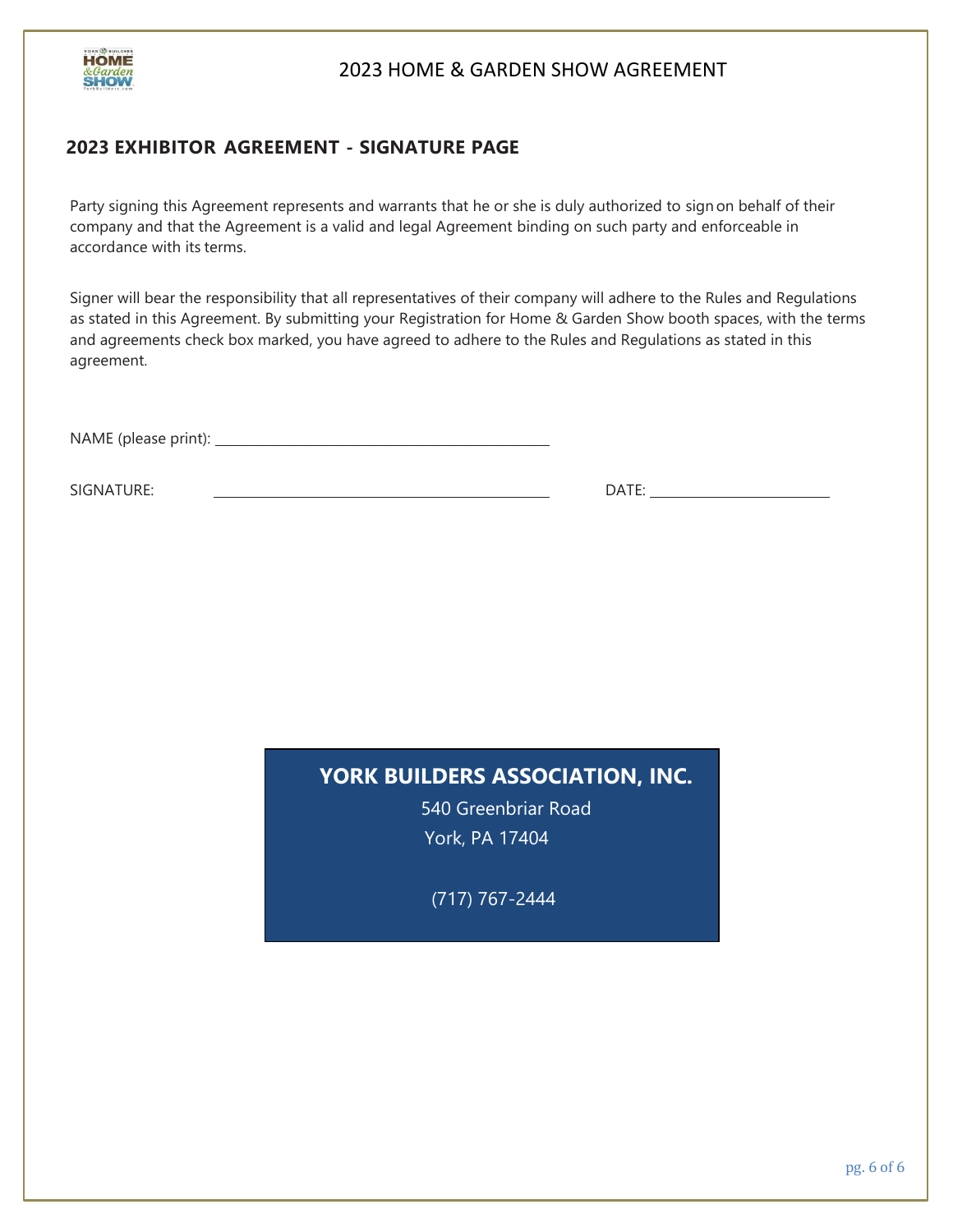# 2023 HOME & GARDEN SHOW AGREEMENT

## 2023 EXHIBITOR AGREEMENT - SIGNATURE PAGE

Party signing this Agreement represents and warrants that he or she is duly authorized to sign on behalf of their company and that the Agreement is a valid and legal Agreement binding on such party and enforceable in accordance with its terms.

Signer will bear the responsibility that all representatives of their company will adhere to the Rules and Regulations as stated in this Agreement. By submitting your Registration for Home & Garden Show booth spaces, with the terms and agreements check box marked, you have agreed to adhere to the Rules and Regulations as stated in this agreement.

NAME (please print): ______________________________

SIGNATURE: ______________________________ DATE: ________________

**YORK BUILDERS ASSOCIATION, INC.**

540 Greenbriar Road
York, PA 17404

(717) 767-2444